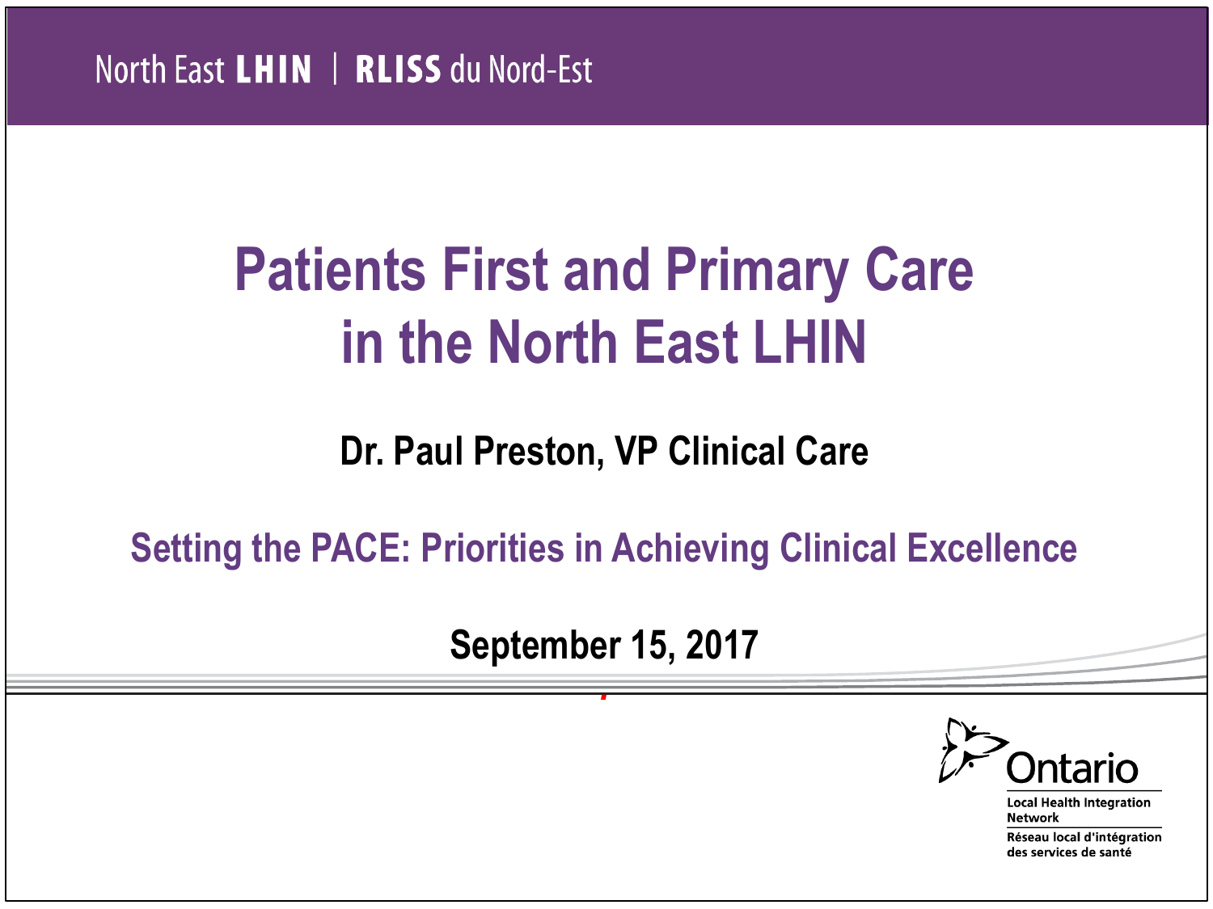North East **LHIN** | **RLISS** du Nord-Est

# Patients First and Primary Care in the North East LHIN

**Dr. Paul Preston, VP Clinical Care**

## Setting the PACE: Priorities in Achieving Clinical Excellence

**September 15, 2017**

Ontario
Local Health Integration Network
Réseau local d'intégration des services de santé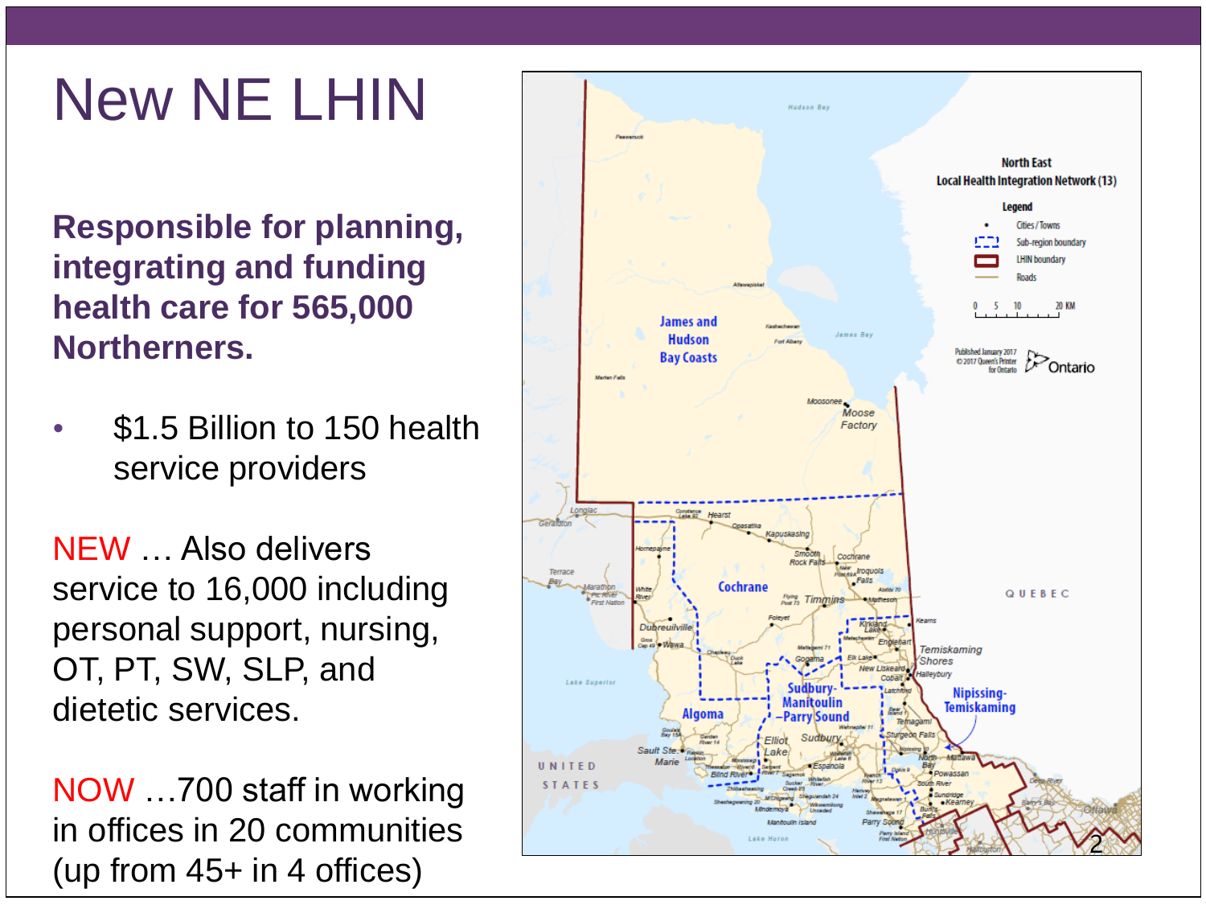# New NE LHIN

**Responsible for planning, integrating and funding health care for 565,000 Northerners.**

- $1.5 Billion to 150 health service providers

NEW … Also delivers service to 16,000 including personal support, nursing, OT, PT, SW, SLP, and dietetic services.

NOW …700 staff in working in offices in 20 communities (up from 45+ in 4 offices)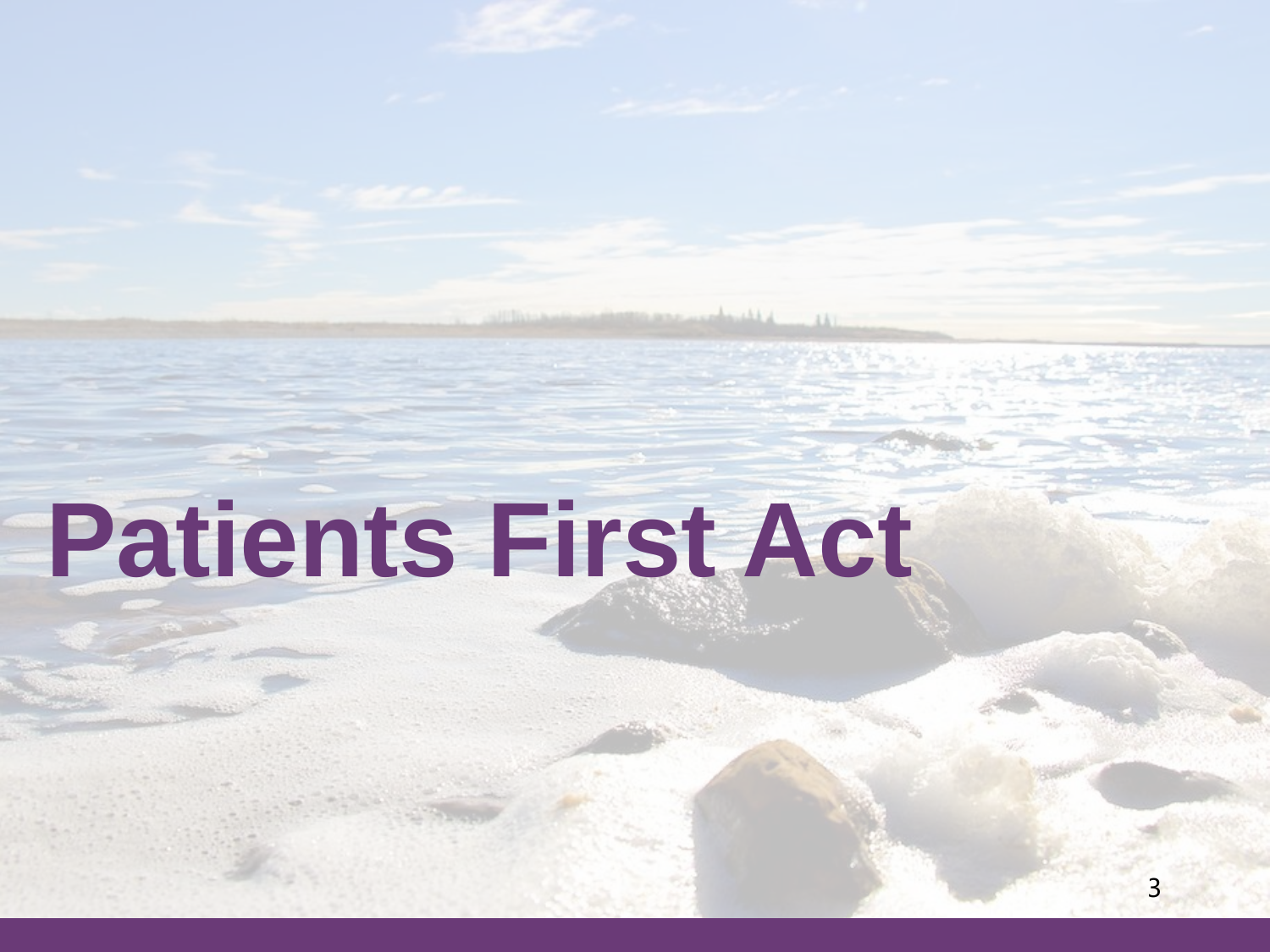# Patients First Act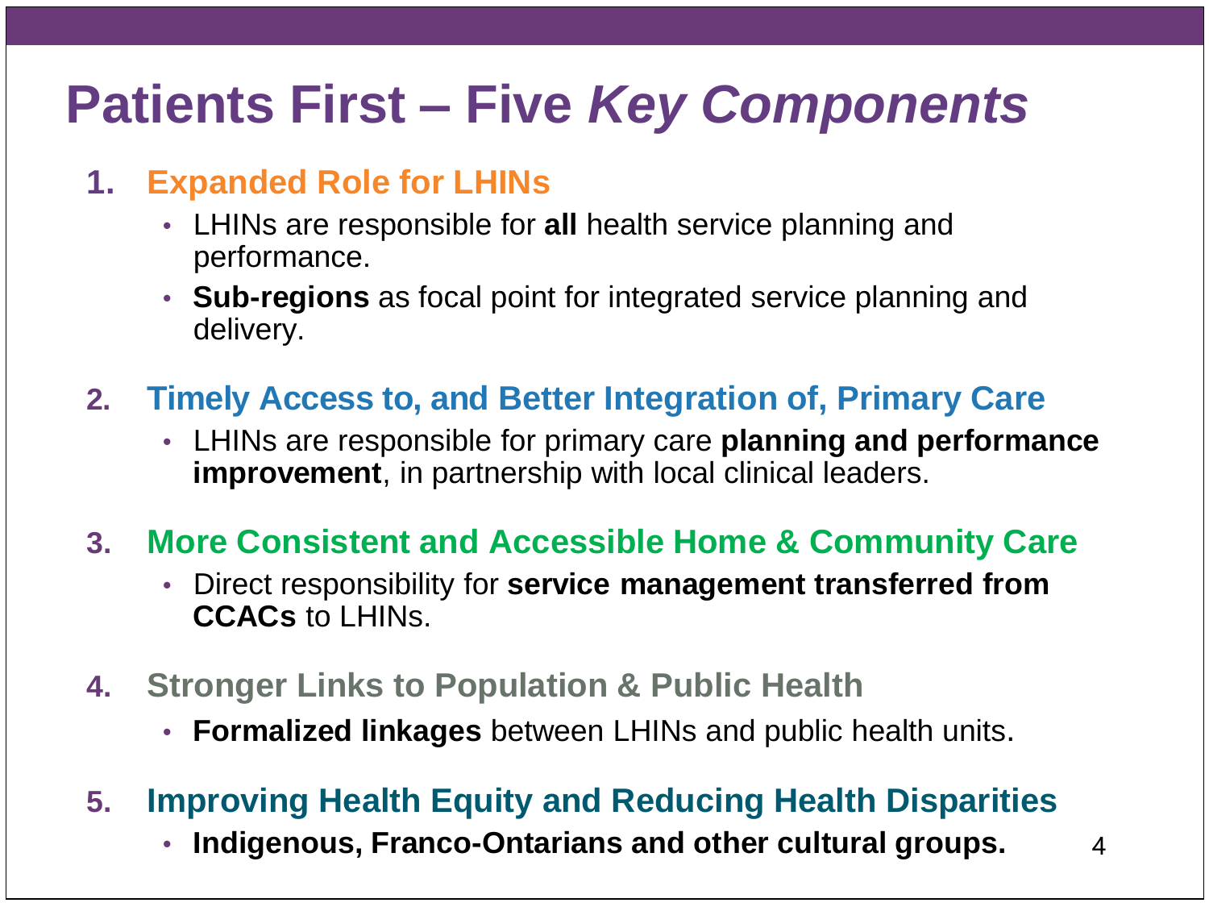# Patients First – Five *Key Components*

1. **Expanded Role for LHINs**
   - LHINs are responsible for **all** health service planning and performance.
   - **Sub-regions** as focal point for integrated service planning and delivery.

2. **Timely Access to, and Better Integration of, Primary Care**
   - LHINs are responsible for primary care **planning and performance improvement**, in partnership with local clinical leaders.

3. **More Consistent and Accessible Home & Community Care**
   - Direct responsibility for **service management transferred from CCACs** to LHINs.

4. **Stronger Links to Population & Public Health**
   - **Formalized linkages** between LHINs and public health units.

5. **Improving Health Equity and Reducing Health Disparities**
   - **Indigenous, Franco-Ontarians and other cultural groups.**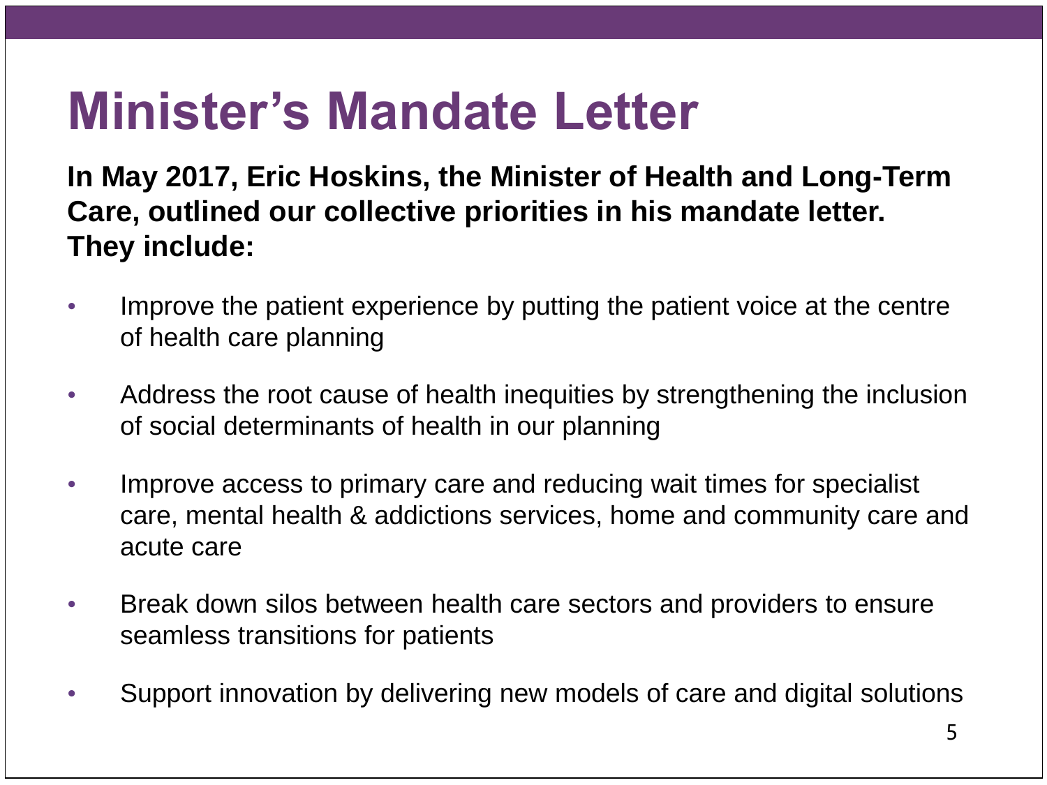# Minister's Mandate Letter

**In May 2017, Eric Hoskins, the Minister of Health and Long-Term Care, outlined our collective priorities in his mandate letter. They include:**

- Improve the patient experience by putting the patient voice at the centre of health care planning
- Address the root cause of health inequities by strengthening the inclusion of social determinants of health in our planning
- Improve access to primary care and reducing wait times for specialist care, mental health & addictions services, home and community care and acute care
- Break down silos between health care sectors and providers to ensure seamless transitions for patients
- Support innovation by delivering new models of care and digital solutions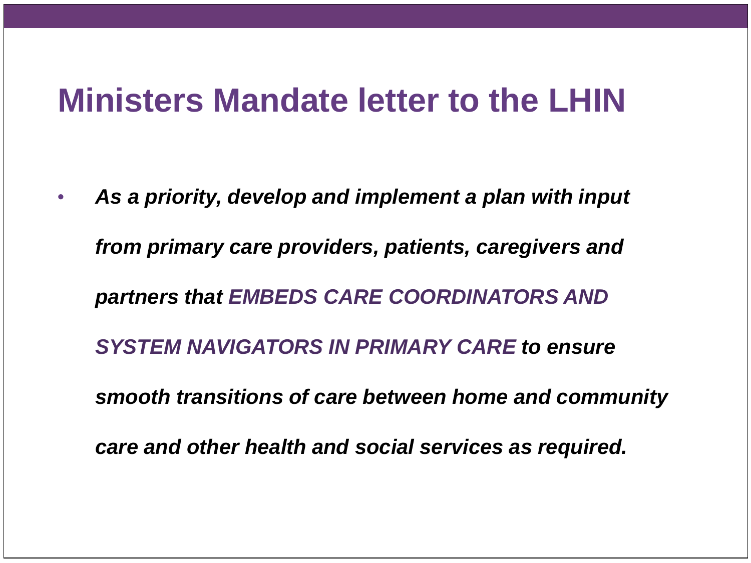# Ministers Mandate letter to the LHIN

- ***As a priority, develop and implement a plan with input from primary care providers, patients, caregivers and partners that EMBEDS CARE COORDINATORS AND SYSTEM NAVIGATORS IN PRIMARY CARE to ensure smooth transitions of care between home and community care and other health and social services as required.***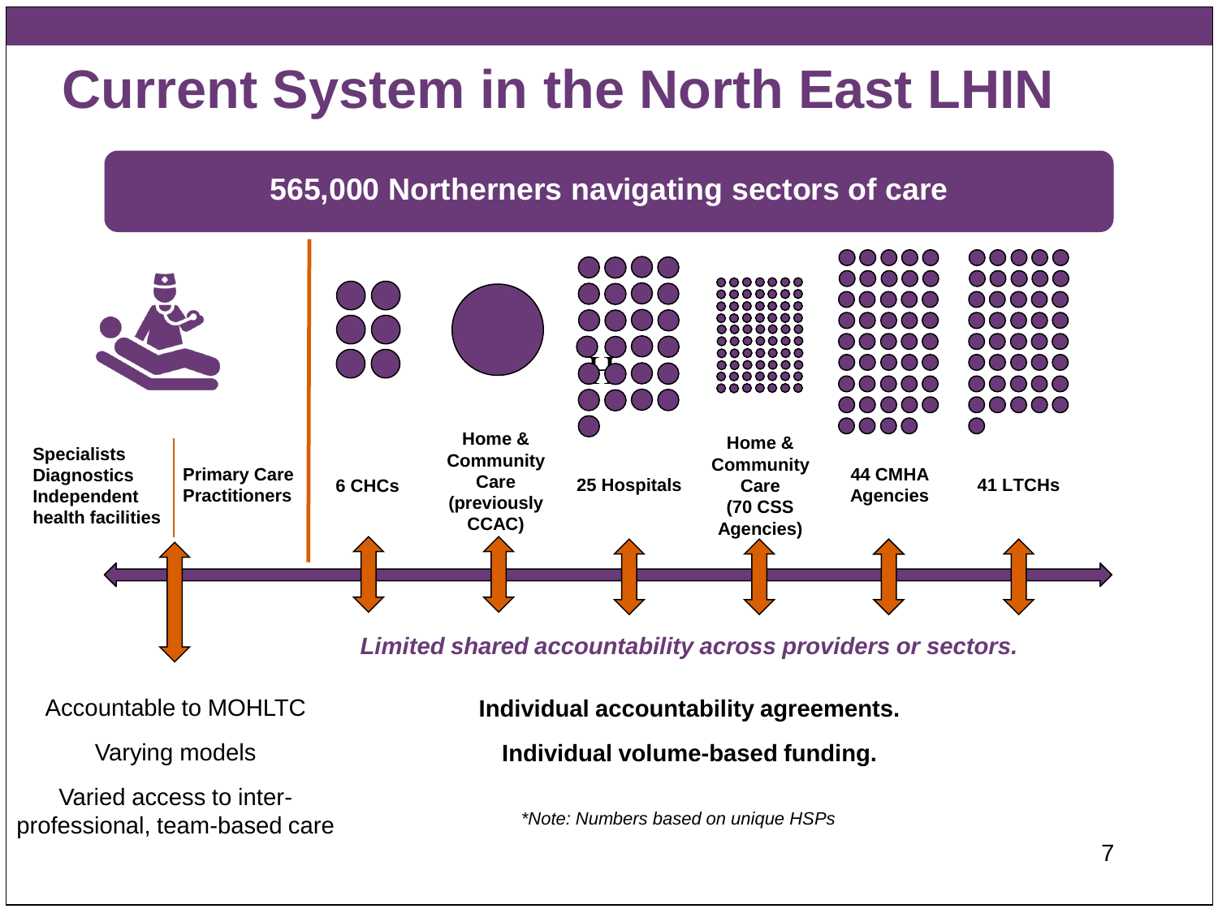# Current System in the North East LHIN

**565,000 Northerners navigating sectors of care**

**Specialists**
**Diagnostics**
**Independent health facilities**

**Primary Care Practitioners**

**6 CHCs**

**Home & Community Care (previously CCAC)**

**25 Hospitals**

**Home & Community Care (70 CSS Agencies)**

**44 CMHA Agencies**

**41 LTCHs**

***Limited shared accountability across providers or sectors.***

Accountable to MOHLTC

Varying models

Varied access to inter-professional, team-based care

**Individual accountability agreements.**

**Individual volume-based funding.**

*\*Note: Numbers based on unique HSPs*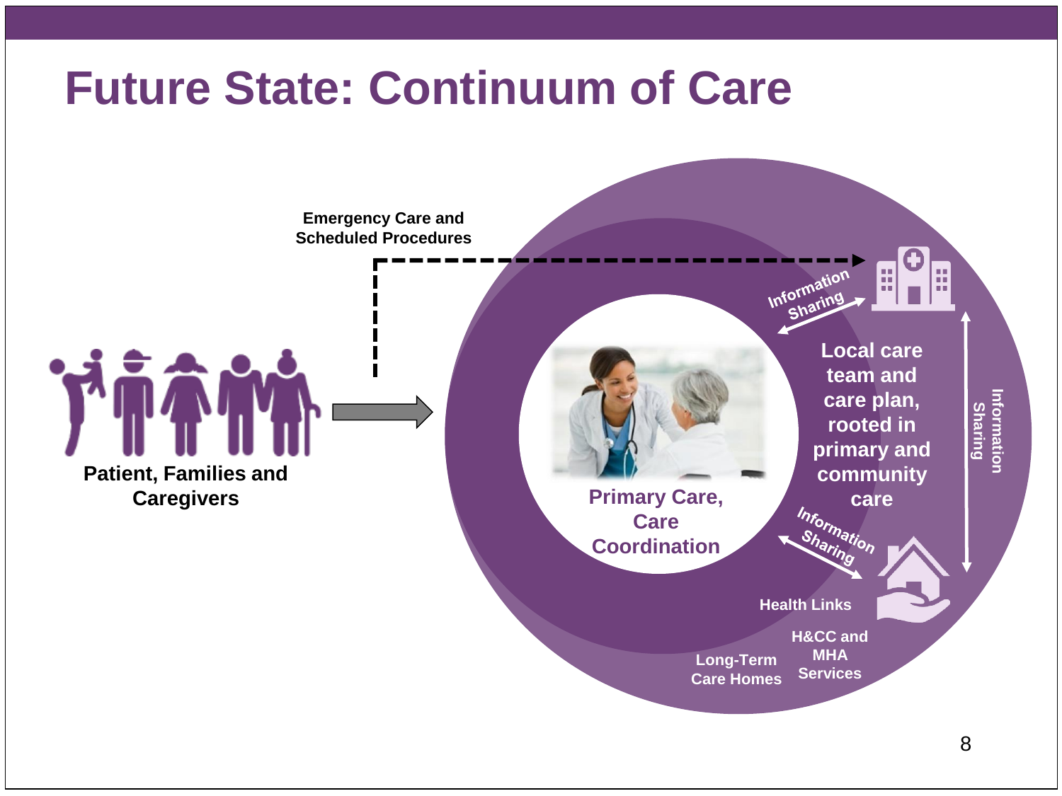# Future State: Continuum of Care

Emergency Care and Scheduled Procedures

Patient, Families and Caregivers

Primary Care, Care Coordination

Local care team and care plan, rooted in primary and community care

Information Sharing

Information Sharing

Information Sharing

Health Links

H&CC and MHA Services

Long-Term Care Homes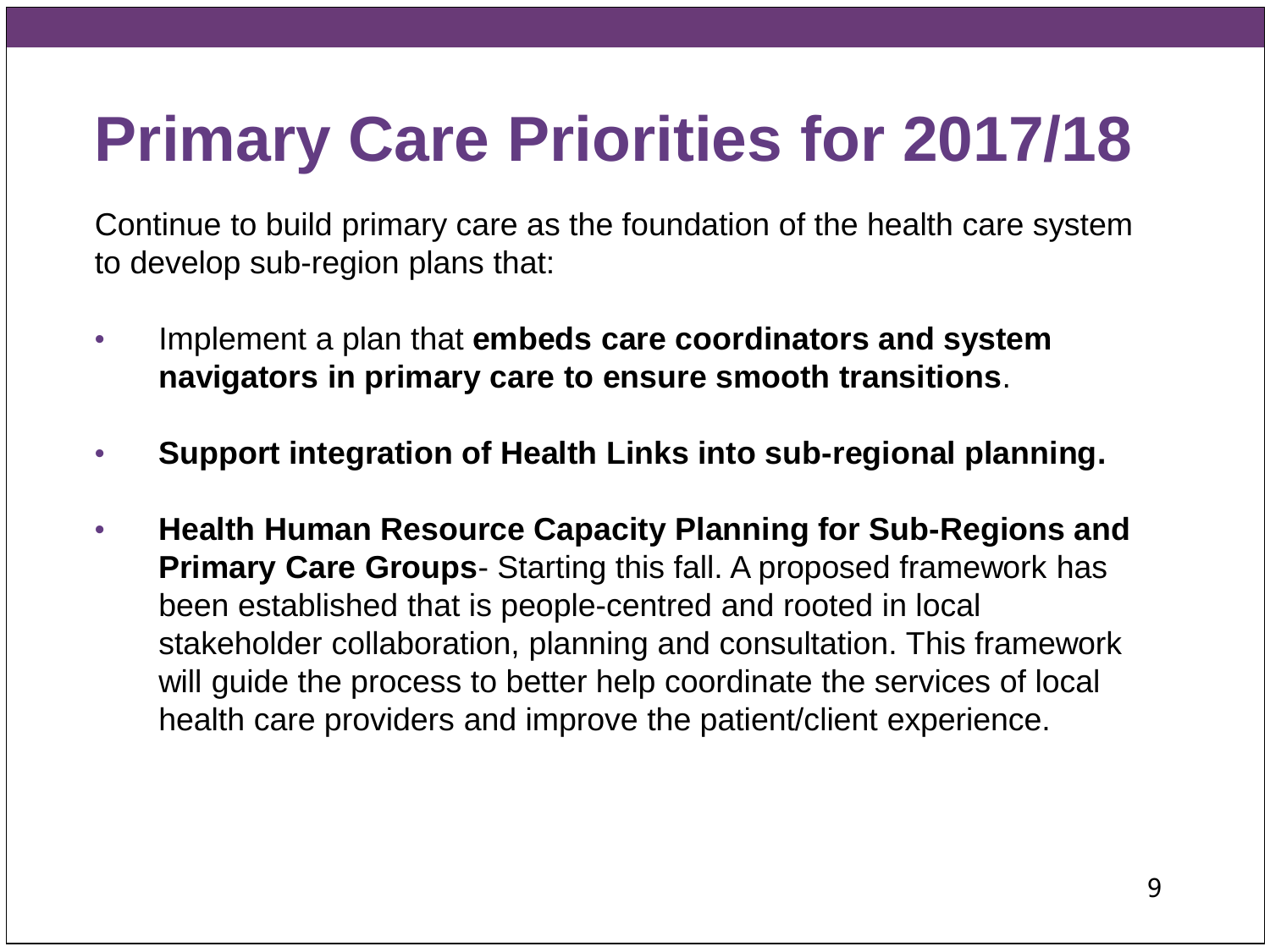# Primary Care Priorities for 2017/18

Continue to build primary care as the foundation of the health care system to develop sub-region plans that:

- Implement a plan that **embeds care coordinators and system navigators in primary care to ensure smooth transitions**.
- **Support integration of Health Links into sub-regional planning.**
- **Health Human Resource Capacity Planning for Sub-Regions and Primary Care Groups**- Starting this fall. A proposed framework has been established that is people-centred and rooted in local stakeholder collaboration, planning and consultation. This framework will guide the process to better help coordinate the services of local health care providers and improve the patient/client experience.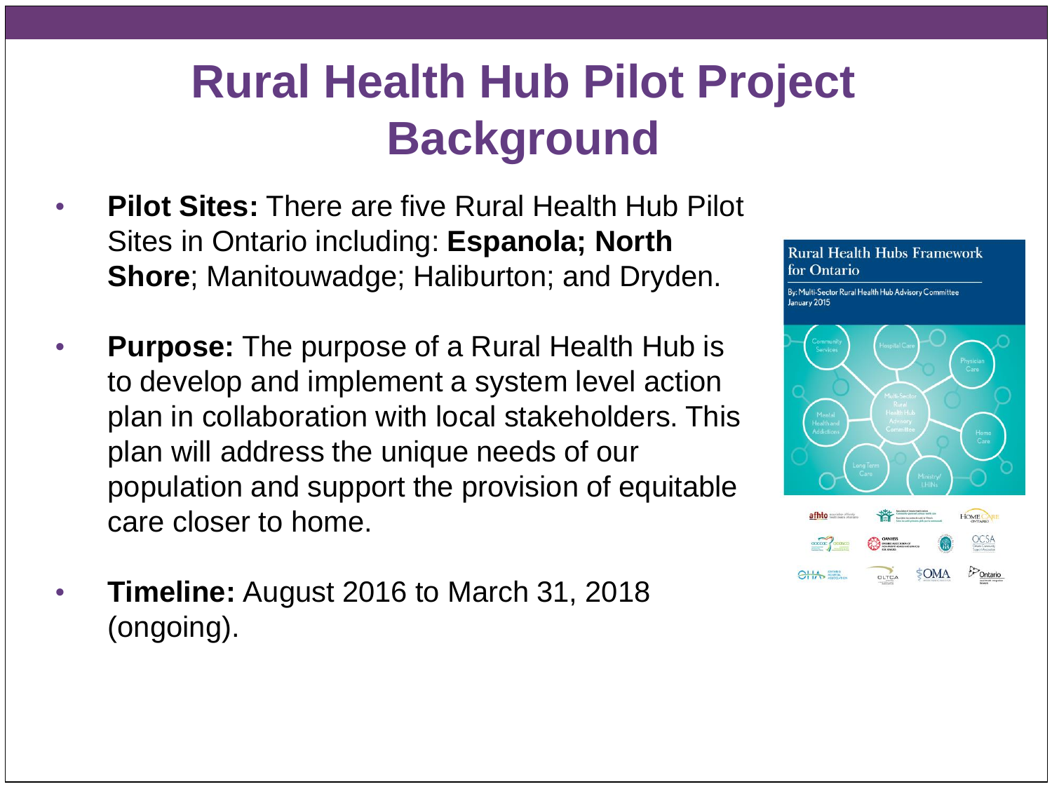# Rural Health Hub Pilot Project Background

- **Pilot Sites:** There are five Rural Health Hub Pilot Sites in Ontario including: **Espanola; North Shore**; Manitouwadge; Haliburton; and Dryden.
- **Purpose:** The purpose of a Rural Health Hub is to develop and implement a system level action plan in collaboration with local stakeholders. This plan will address the unique needs of our population and support the provision of equitable care closer to home.
- **Timeline:** August 2016 to March 31, 2018 (ongoing).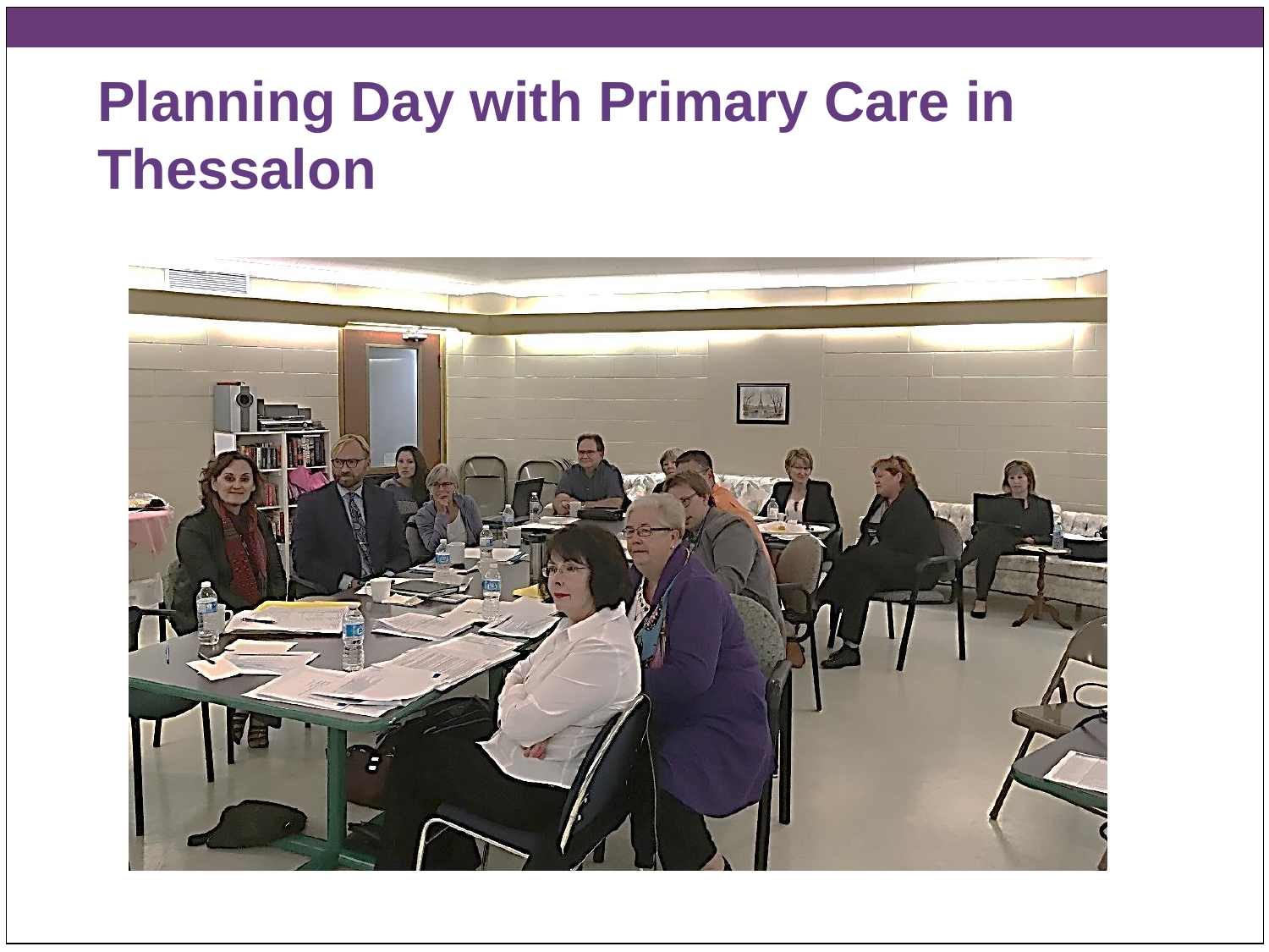# Planning Day with Primary Care in Thessalon